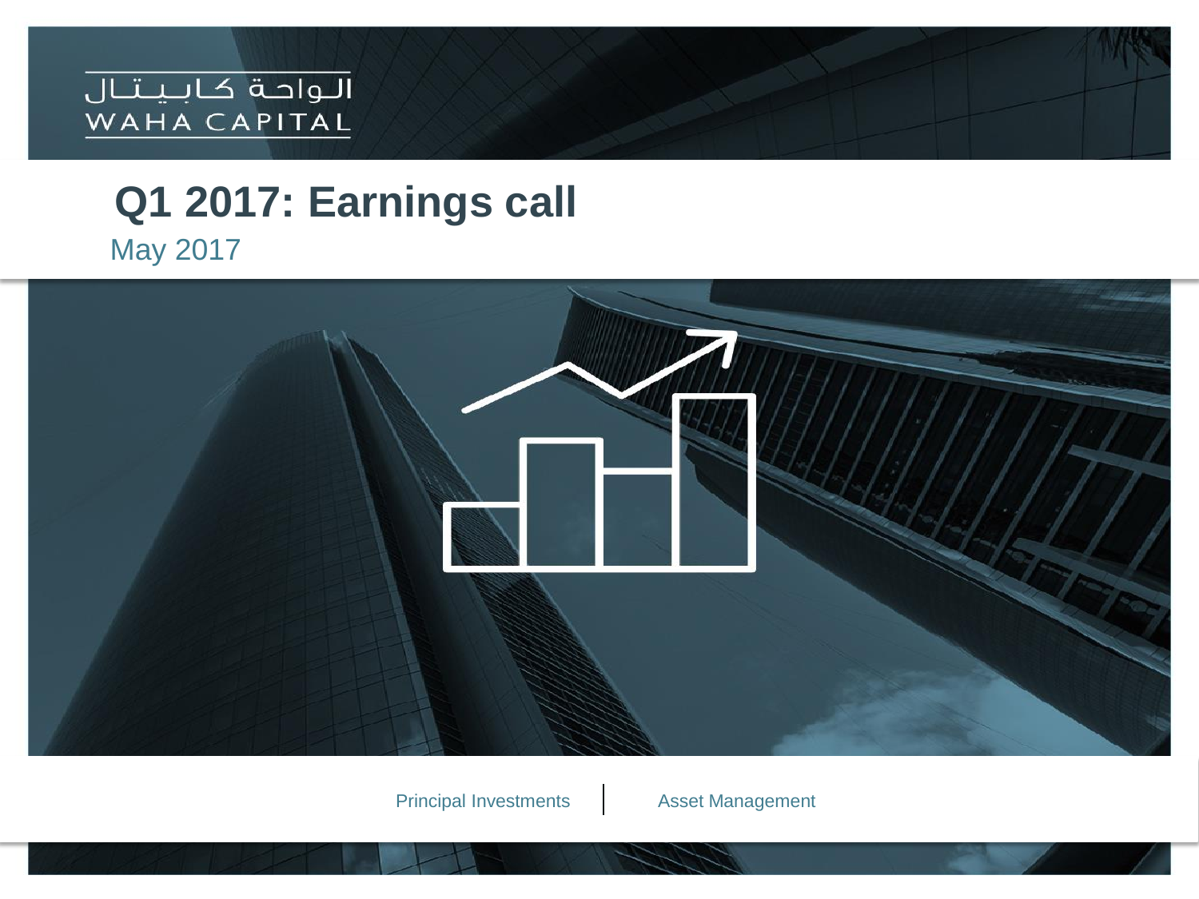الـواحـة كـابـيـتـال
WAHA CAPITAL

# Q1 2017: Earnings call

May 2017

Principal Investments | Asset Management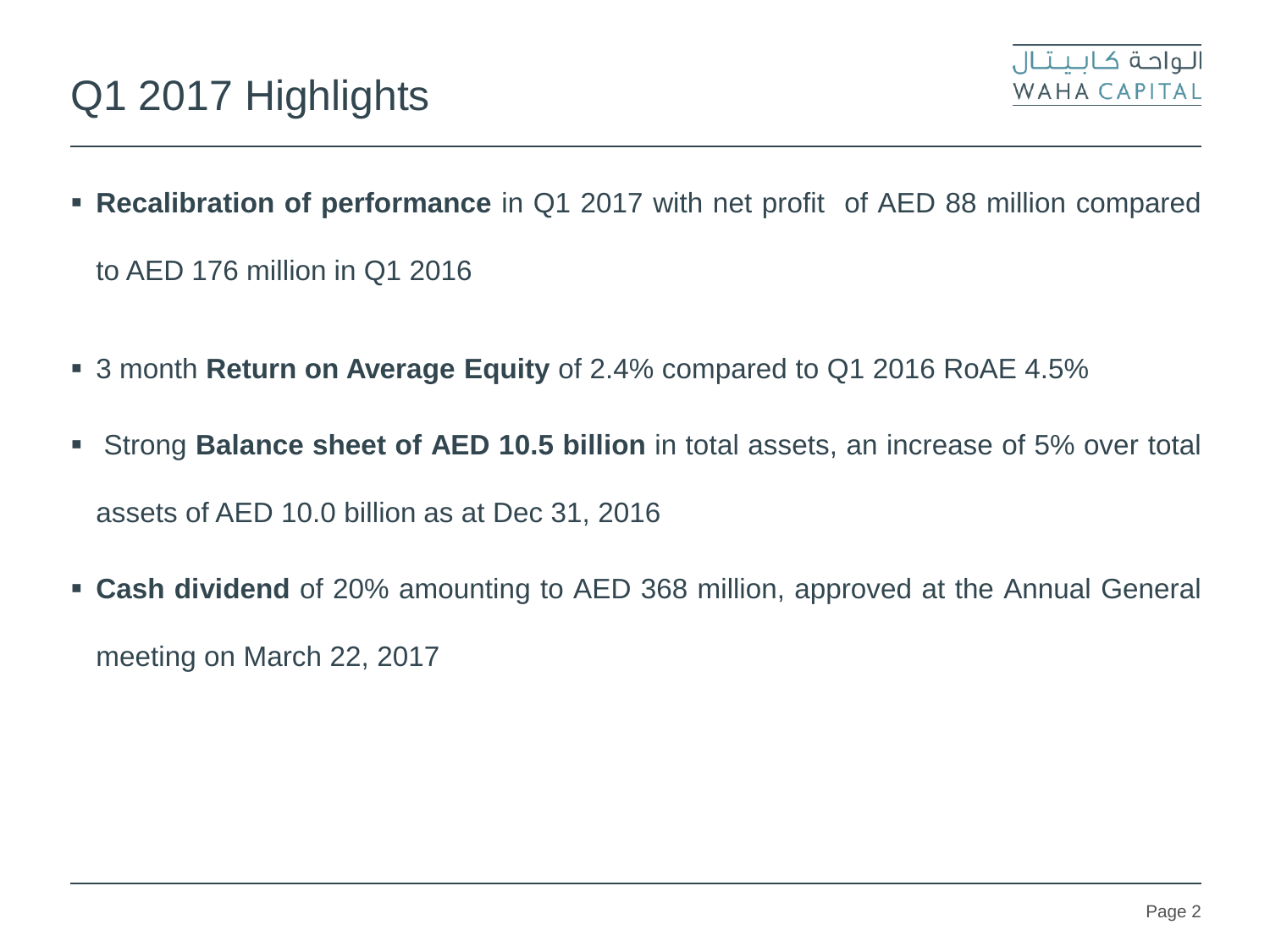# Q1 2017 Highlights

- **Recalibration of performance** in Q1 2017 with net profit of AED 88 million compared to AED 176 million in Q1 2016
- 3 month **Return on Average Equity** of 2.4% compared to Q1 2016 RoAE 4.5%
- Strong **Balance sheet of AED 10.5 billion** in total assets, an increase of 5% over total assets of AED 10.0 billion as at Dec 31, 2016
- **Cash dividend** of 20% amounting to AED 368 million, approved at the Annual General meeting on March 22, 2017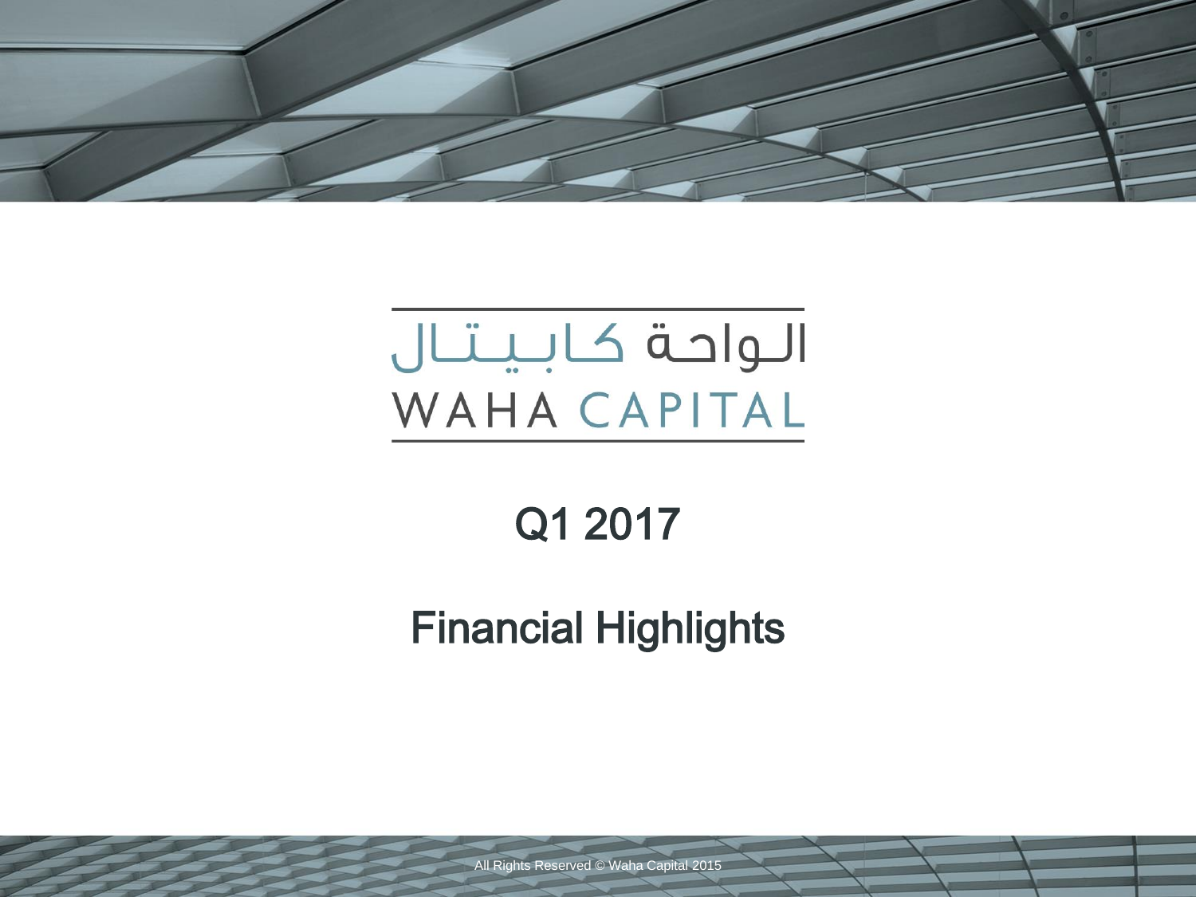الـواحـة كـابـيـتـال

WAHA CAPITAL

# Q1 2017

# Financial Highlights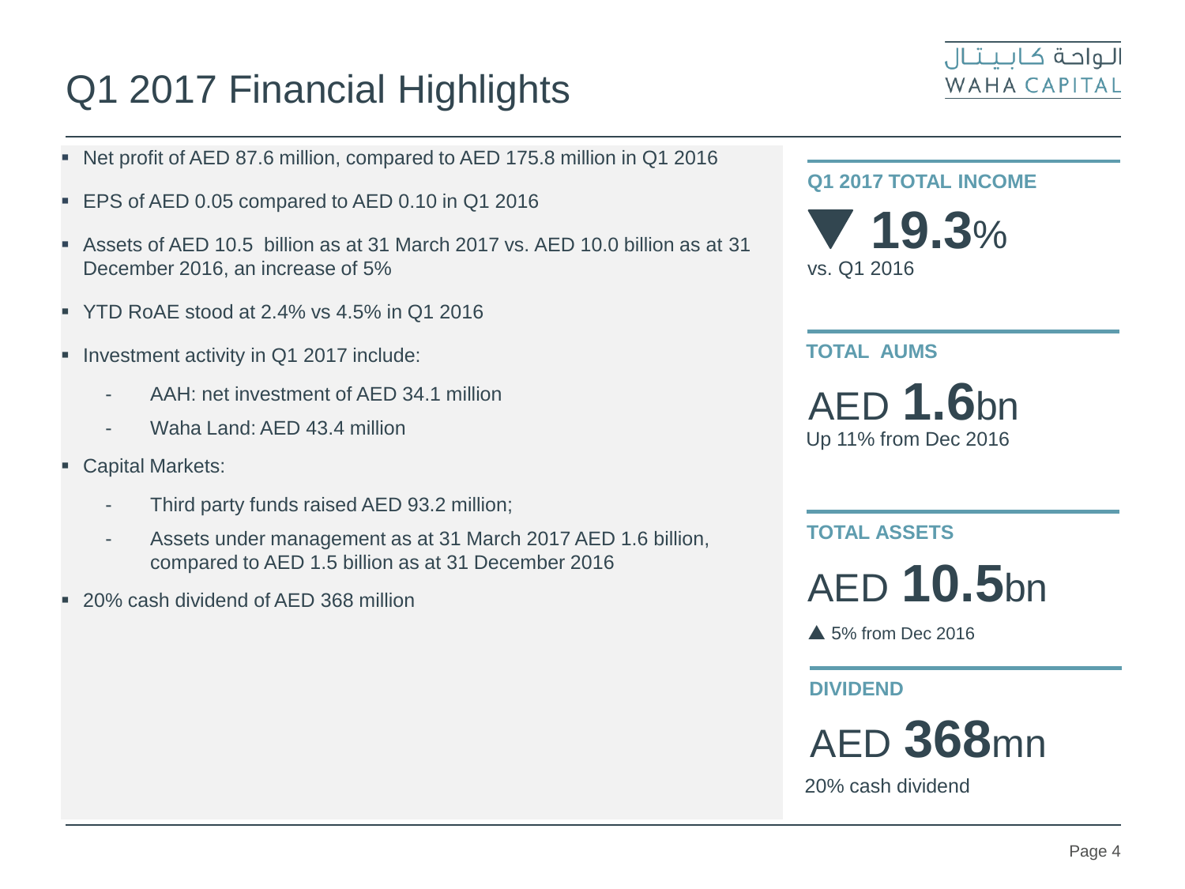# Q1 2017 Financial Highlights

- Net profit of AED 87.6 million, compared to AED 175.8 million in Q1 2016
- EPS of AED 0.05 compared to AED 0.10 in Q1 2016
- Assets of AED 10.5 billion as at 31 March 2017 vs. AED 10.0 billion as at 31 December 2016, an increase of 5%
- YTD RoAE stood at 2.4% vs 4.5% in Q1 2016
- Investment activity in Q1 2017 include:
  - AAH: net investment of AED 34.1 million
  - Waha Land: AED 43.4 million
- Capital Markets:
  - Third party funds raised AED 93.2 million;
  - Assets under management as at 31 March 2017 AED 1.6 billion, compared to AED 1.5 billion as at 31 December 2016
- 20% cash dividend of AED 368 million

**Q1 2017 TOTAL INCOME**

▼ **19.3**%

vs. Q1 2016

**TOTAL AUMS**

AED **1.6**bn

Up 11% from Dec 2016

**TOTAL ASSETS**

AED **10.5**bn

▲ 5% from Dec 2016

**DIVIDEND**

AED **368**mn

20% cash dividend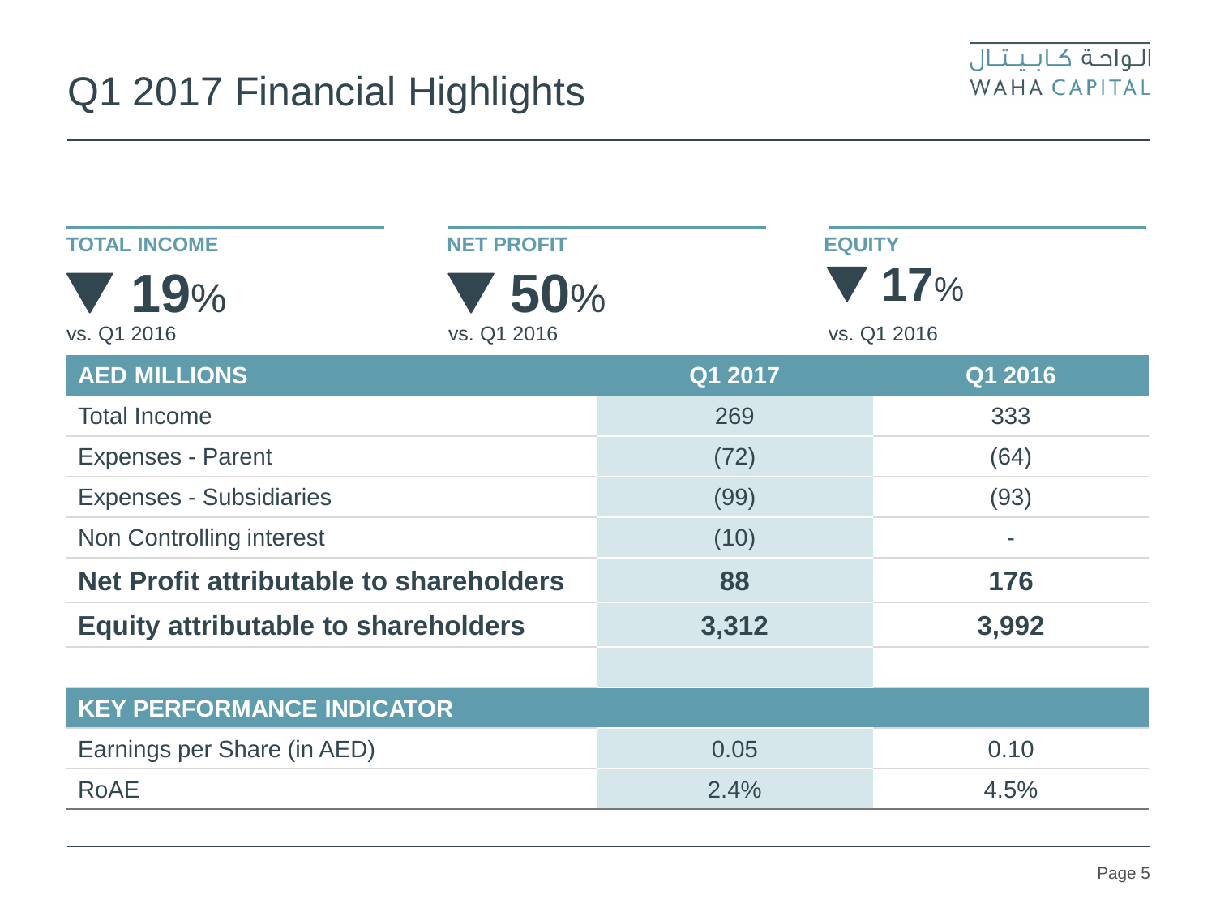# Q1 2017 Financial Highlights

**TOTAL INCOME**

▼ **19**%

vs. Q1 2016

**NET PROFIT**

▼ **50**%

vs. Q1 2016

**EQUITY**

▼ **17**%

vs. Q1 2016

| AED MILLIONS | Q1 2017 | Q1 2016 |
|---|---|---|
| Total Income | 269 | 333 |
| Expenses - Parent | (72) | (64) |
| Expenses - Subsidiaries | (99) | (93) |
| Non Controlling interest | (10) | - |
| **Net Profit attributable to shareholders** | **88** | **176** |
| **Equity attributable to shareholders** | **3,312** | **3,992** |
| | | |
| **KEY PERFORMANCE INDICATOR** | | |
| Earnings per Share (in AED) | 0.05 | 0.10 |
| RoAE | 2.4% | 4.5% |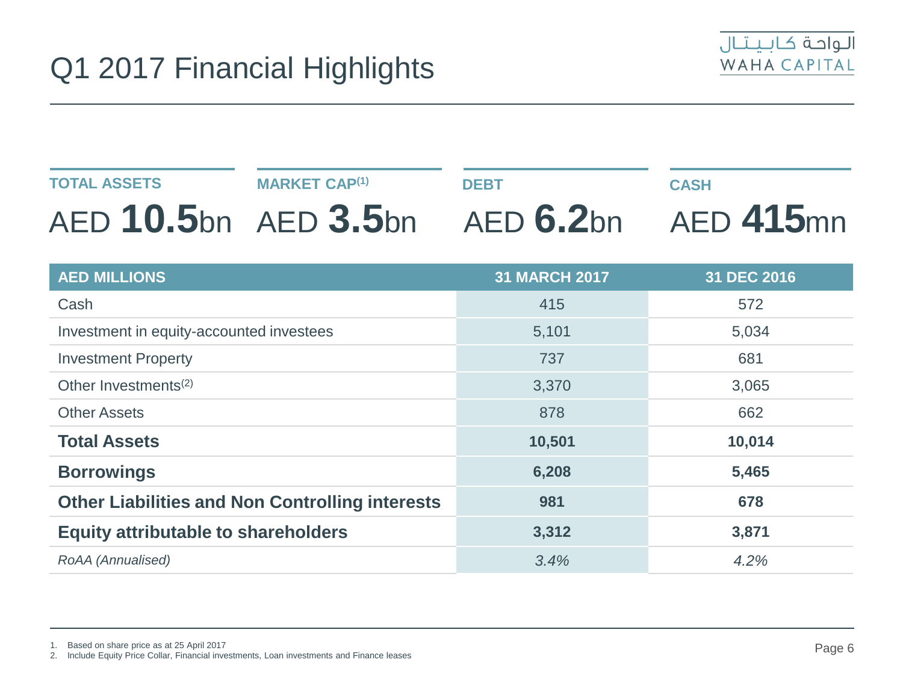# Q1 2017 Financial Highlights

الـواحـة كـابـيـتـال
WAHA CAPITAL

**TOTAL ASSETS**
AED **10.5**bn

**MARKET CAP**[1]
AED **3.5**bn

**DEBT**
AED **6.2**bn

**CASH**
AED **415**mn

| AED MILLIONS | 31 MARCH 2017 | 31 DEC 2016 |
|---|---|---|
| Cash | 415 | 572 |
| Investment in equity-accounted investees | 5,101 | 5,034 |
| Investment Property | 737 | 681 |
| Other Investments[2] | 3,370 | 3,065 |
| Other Assets | 878 | 662 |
| **Total Assets** | **10,501** | **10,014** |
| **Borrowings** | **6,208** | **5,465** |
| **Other Liabilities and Non Controlling interests** | **981** | **678** |
| **Equity attributable to shareholders** | **3,312** | **3,871** |
| *RoAA (Annualised)* | *3.4%* | *4.2%* |

1. Based on share price as at 25 April 2017
2. Include Equity Price Collar, Financial investments, Loan investments and Finance leases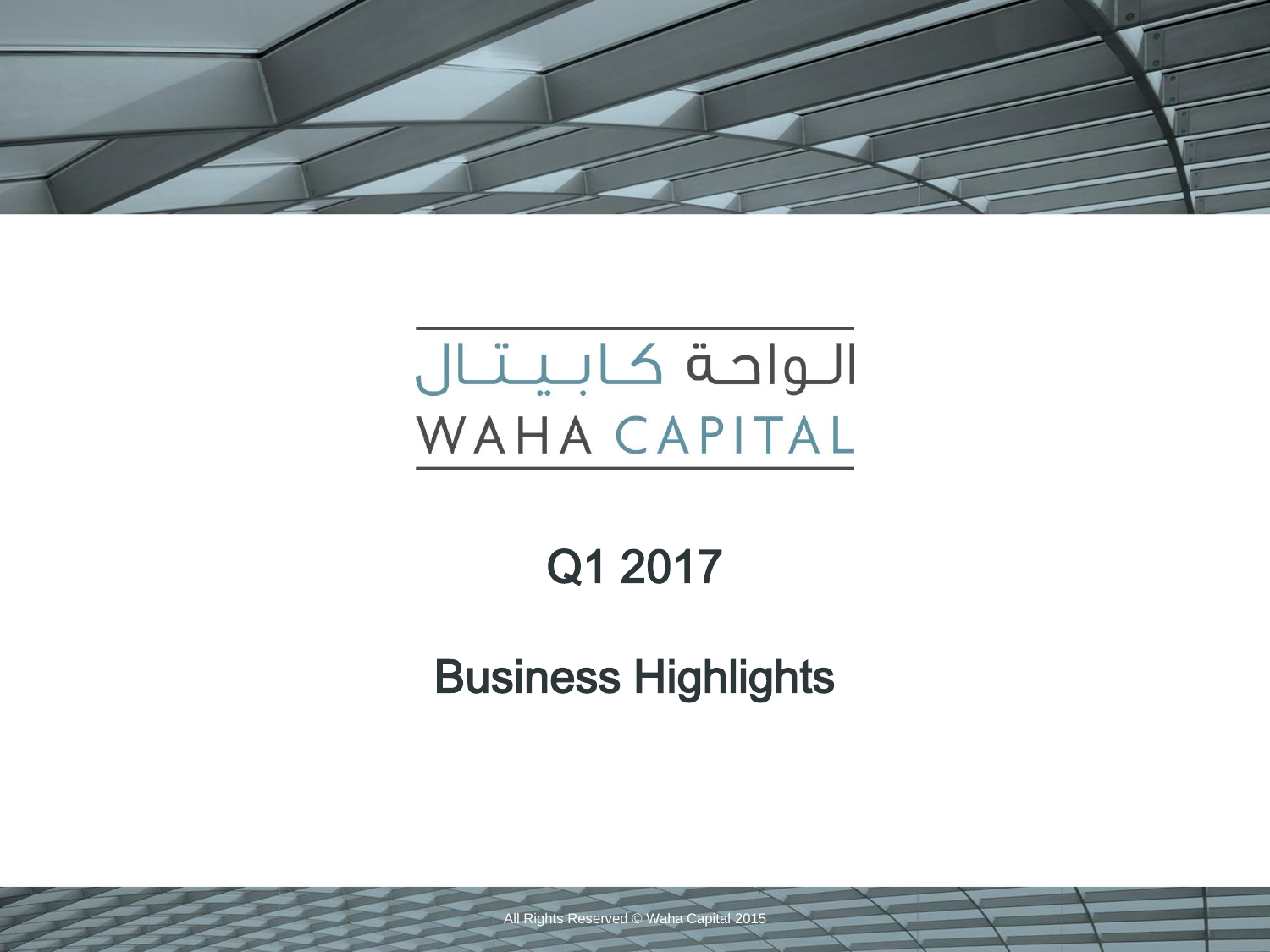الـواحـة كـابـيـتـال

WAHA CAPITAL

# Q1 2017

# Business Highlights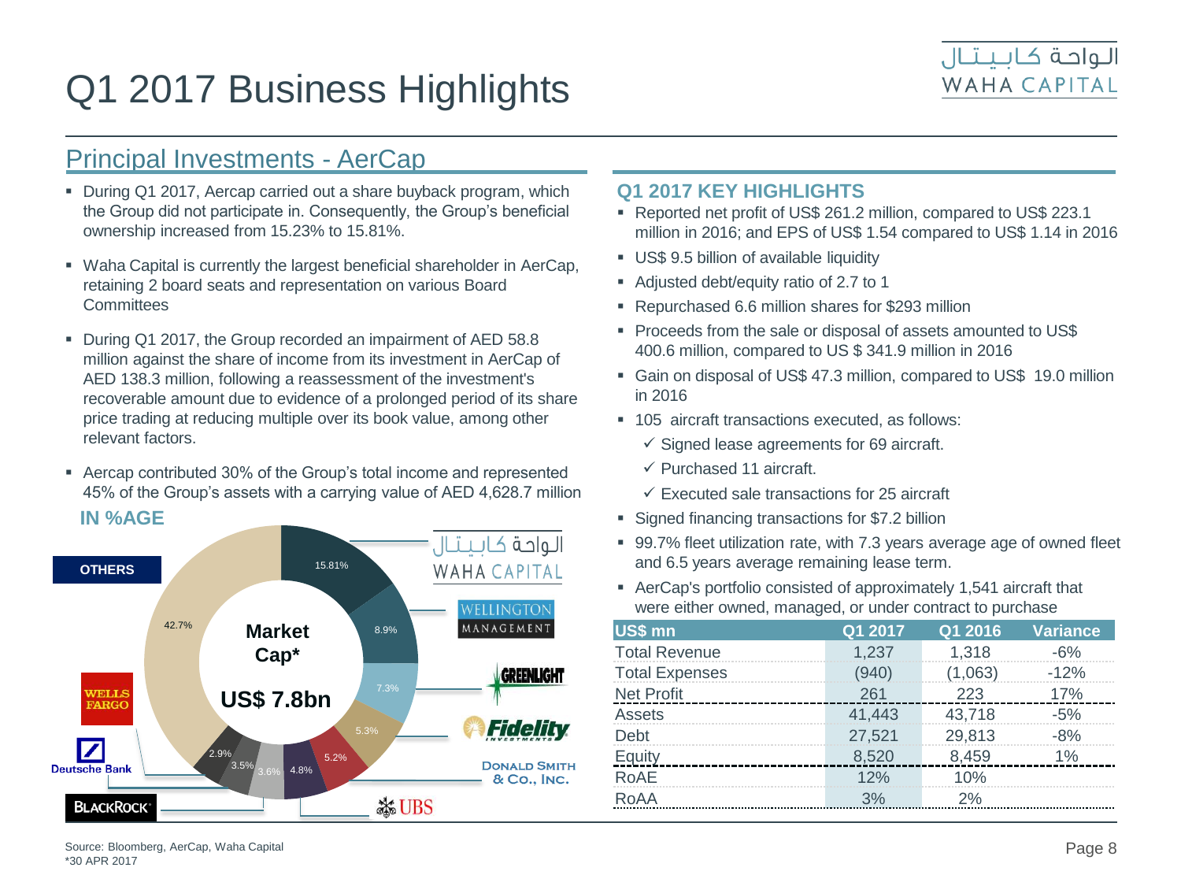# Q1 2017 Business Highlights

## Principal Investments - AerCap

- During Q1 2017, Aercap carried out a share buyback program, which the Group did not participate in. Consequently, the Group's beneficial ownership increased from 15.23% to 15.81%.
- Waha Capital is currently the largest beneficial shareholder in AerCap, retaining 2 board seats and representation on various Board Committees
- During Q1 2017, the Group recorded an impairment of AED 58.8 million against the share of income from its investment in AerCap of AED 138.3 million, following a reassessment of the investment's recoverable amount due to evidence of a prolonged period of its share price trading at reducing multiple over its book value, among other relevant factors.
- Aercap contributed 30% of the Group's total income and represented 45% of the Group's assets with a carrying value of AED 4,628.7 million

**IN %AGE**

Market Cap* US$ 7.8bn

| Shareholder | % |
|---|---|
| Waha Capital | 15.81% |
| Wellington Management | 8.9% |
| Greenlight | 7.3% |
| Fidelity | 5.3% |
| Donald Smith & Co., Inc. | 5.2% |
| UBS | 4.8% |
| BlackRock | 3.6% |
| Deutsche Bank | 3.5% |
| Wells Fargo | 2.9% |
| Others | 42.7% |

### Q1 2017 KEY HIGHLIGHTS

- Reported net profit of US$ 261.2 million, compared to US$ 223.1 million in 2016; and EPS of US$ 1.54 compared to US$ 1.14 in 2016
- US$ 9.5 billion of available liquidity
- Adjusted debt/equity ratio of 2.7 to 1
- Repurchased 6.6 million shares for $293 million
- Proceeds from the sale or disposal of assets amounted to US$ 400.6 million, compared to US $ 341.9 million in 2016
- Gain on disposal of US$ 47.3 million, compared to US$ 19.0 million in 2016
- 105 aircraft transactions executed, as follows:
  - ✓ Signed lease agreements for 69 aircraft.
  - ✓ Purchased 11 aircraft.
  - ✓ Executed sale transactions for 25 aircraft
- Signed financing transactions for $7.2 billion
- 99.7% fleet utilization rate, with 7.3 years average age of owned fleet and 6.5 years average remaining lease term.
- AerCap's portfolio consisted of approximately 1,541 aircraft that were either owned, managed, or under contract to purchase

| US$ mn | Q1 2017 | Q1 2016 | Variance |
|---|---|---|---|
| Total Revenue | 1,237 | 1,318 | -6% |
| Total Expenses | (940) | (1,063) | -12% |
| Net Profit | 261 | 223 | 17% |
| Assets | 41,443 | 43,718 | -5% |
| Debt | 27,521 | 29,813 | -8% |
| Equity | 8,520 | 8,459 | 1% |
| RoAE | 12% | 10% | |
| RoAA | 3% | 2% | |

Source: Bloomberg, AerCap, Waha Capital
*30 APR 2017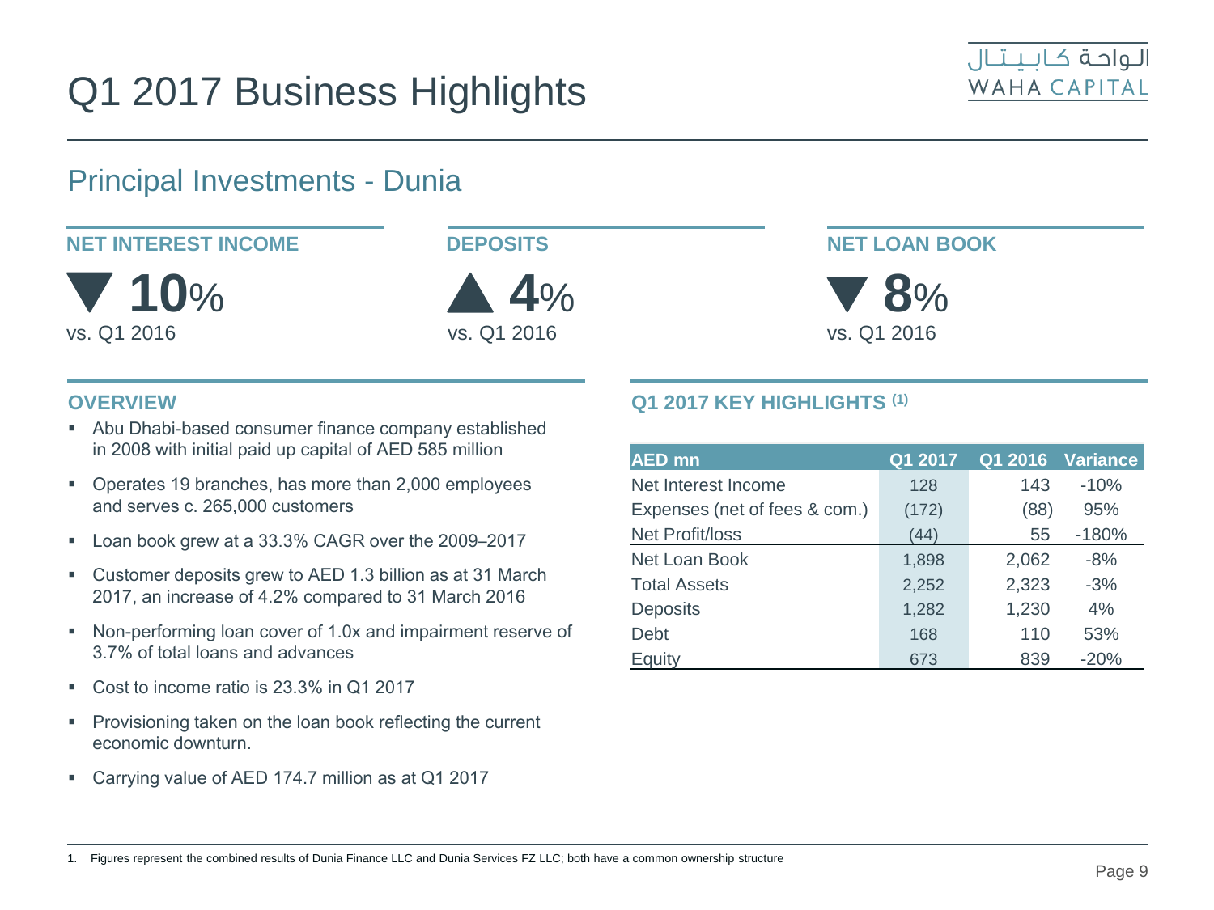# Q1 2017 Business Highlights

## Principal Investments - Dunia

**NET INTEREST INCOME**

▼ **10**%

vs. Q1 2016

**DEPOSITS**

▲ **4**%

vs. Q1 2016

**NET LOAN BOOK**

▼ **8**%

vs. Q1 2016

### OVERVIEW

- Abu Dhabi-based consumer finance company established in 2008 with initial paid up capital of AED 585 million
- Operates 19 branches, has more than 2,000 employees and serves c. 265,000 customers
- Loan book grew at a 33.3% CAGR over the 2009–2017
- Customer deposits grew to AED 1.3 billion as at 31 March 2017, an increase of 4.2% compared to 31 March 2016
- Non-performing loan cover of 1.0x and impairment reserve of 3.7% of total loans and advances
- Cost to income ratio is 23.3% in Q1 2017
- Provisioning taken on the loan book reflecting the current economic downturn.
- Carrying value of AED 174.7 million as at Q1 2017

### Q1 2017 KEY HIGHLIGHTS [1]

| AED mn | Q1 2017 | Q1 2016 | Variance |
|---|---|---|---|
| Net Interest Income | 128 | 143 | -10% |
| Expenses (net of fees & com.) | (172) | (88) | 95% |
| Net Profit/loss | (44) | 55 | -180% |
| Net Loan Book | 1,898 | 2,062 | -8% |
| Total Assets | 2,252 | 2,323 | -3% |
| Deposits | 1,282 | 1,230 | 4% |
| Debt | 168 | 110 | 53% |
| Equity | 673 | 839 | -20% |

1. Figures represent the combined results of Dunia Finance LLC and Dunia Services FZ LLC; both have a common ownership structure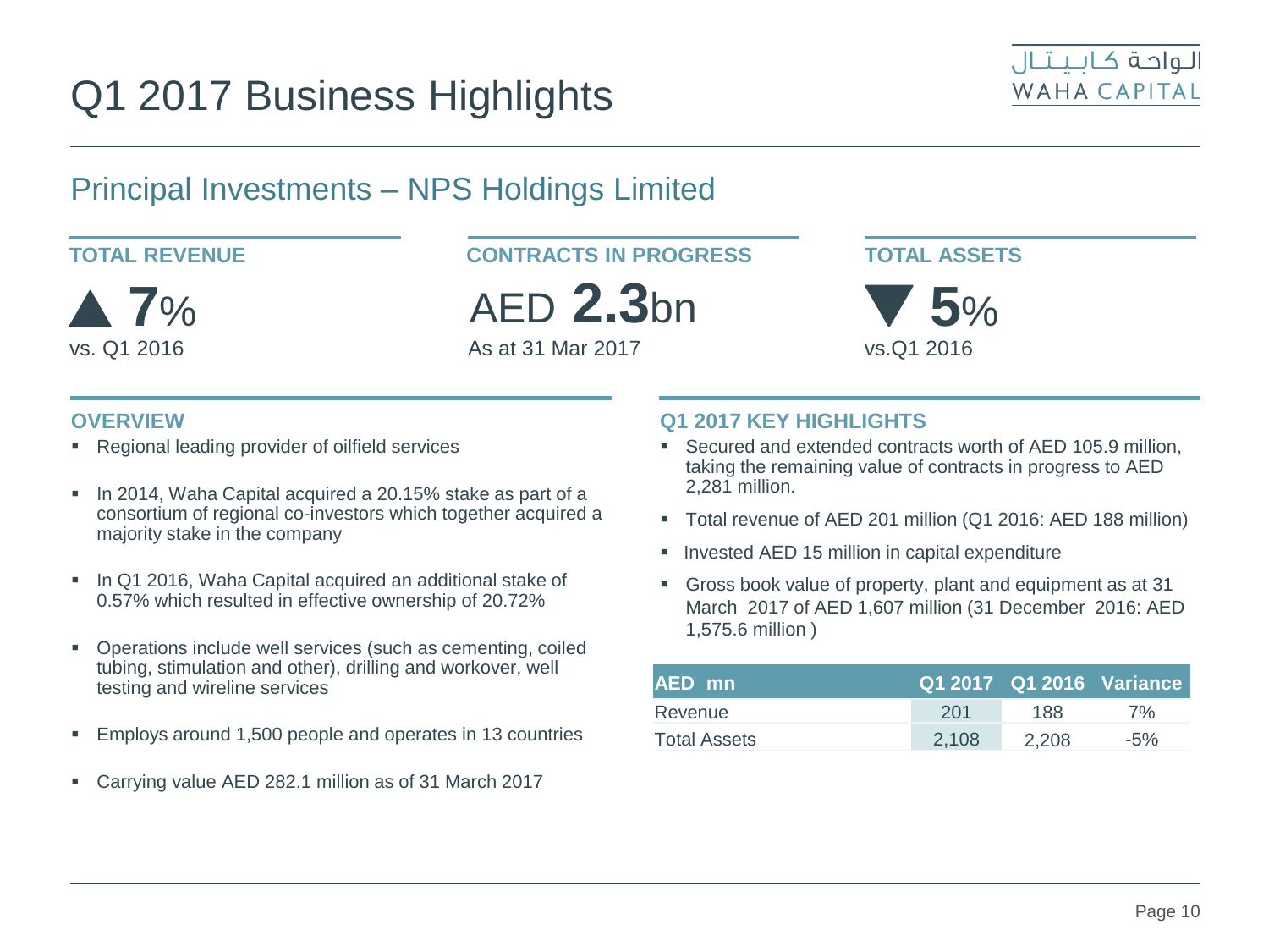# Q1 2017 Business Highlights

## Principal Investments – NPS Holdings Limited

**TOTAL REVENUE**

▲ **7**%

vs. Q1 2016

**CONTRACTS IN PROGRESS**

AED **2.3**bn

As at 31 Mar 2017

**TOTAL ASSETS**

▼ **5**%

vs.Q1 2016

### OVERVIEW

- Regional leading provider of oilfield services
- In 2014, Waha Capital acquired a 20.15% stake as part of a consortium of regional co-investors which together acquired a majority stake in the company
- In Q1 2016, Waha Capital acquired an additional stake of 0.57% which resulted in effective ownership of 20.72%
- Operations include well services (such as cementing, coiled tubing, stimulation and other), drilling and workover, well testing and wireline services
- Employs around 1,500 people and operates in 13 countries
- Carrying value AED 282.1 million as of 31 March 2017

### Q1 2017 KEY HIGHLIGHTS

- Secured and extended contracts worth of AED 105.9 million, taking the remaining value of contracts in progress to AED 2,281 million.
- Total revenue of AED 201 million (Q1 2016: AED 188 million)
- Invested AED 15 million in capital expenditure
- Gross book value of property, plant and equipment as at 31 March 2017 of AED 1,607 million (31 December 2016: AED 1,575.6 million )

| AED mn | Q1 2017 | Q1 2016 | Variance |
|---|---|---|---|
| Revenue | 201 | 188 | 7% |
| Total Assets | 2,108 | 2,208 | -5% |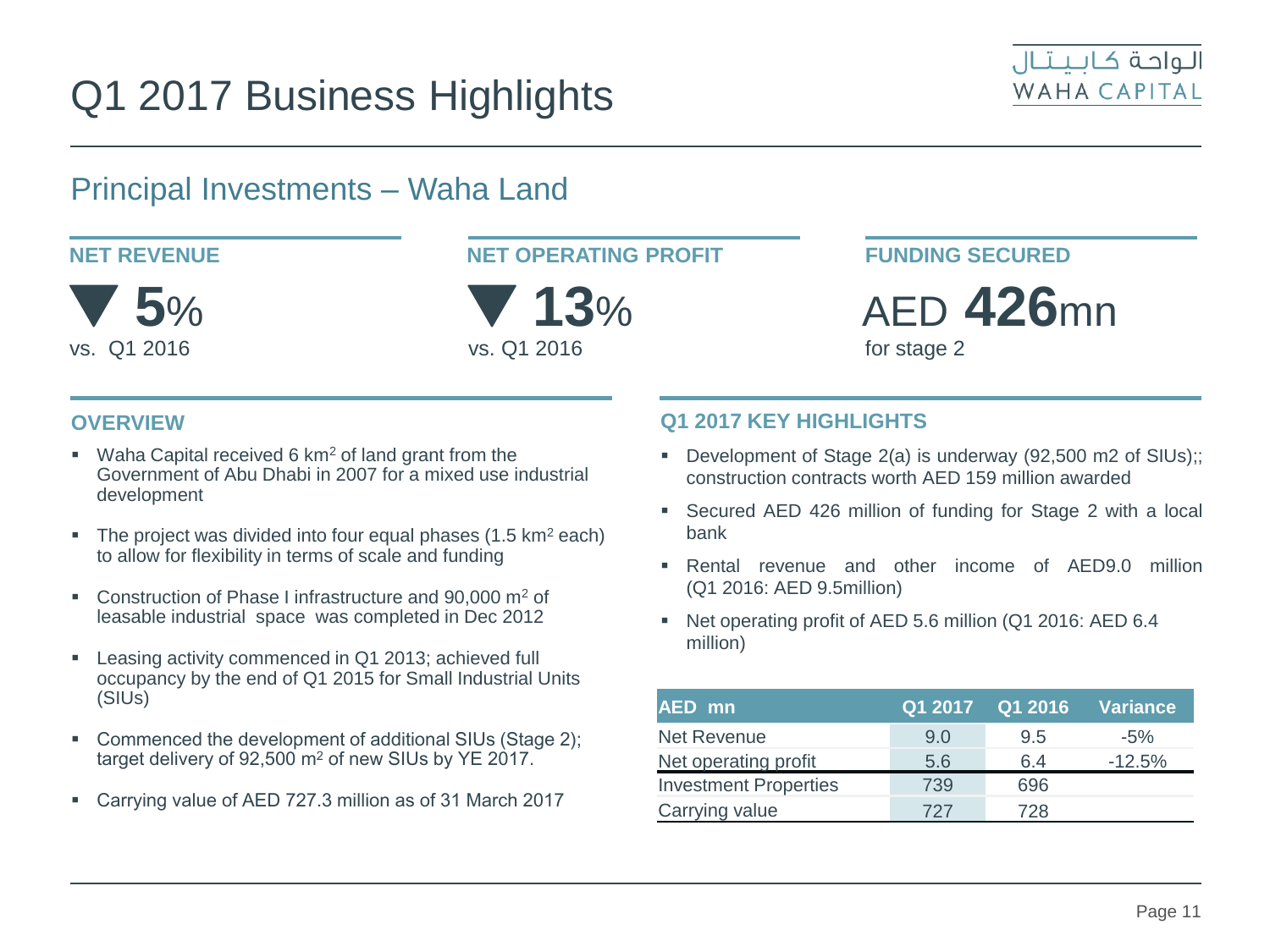# Q1 2017 Business Highlights

## Principal Investments – Waha Land

**NET REVENUE**

▼ **5**%

vs. Q1 2016

**NET OPERATING PROFIT**

▼ **13**%

vs. Q1 2016

**FUNDING SECURED**

AED **426**mn

for stage 2

### OVERVIEW

- Waha Capital received 6 $km^2$ of land grant from the Government of Abu Dhabi in 2007 for a mixed use industrial development
- The project was divided into four equal phases (1.5 $km^2$ each) to allow for flexibility in terms of scale and funding
- Construction of Phase I infrastructure and 90,000 $m^2$ of leasable industrial space was completed in Dec 2012
- Leasing activity commenced in Q1 2013; achieved full occupancy by the end of Q1 2015 for Small Industrial Units (SIUs)
- Commenced the development of additional SIUs (Stage 2); target delivery of 92,500 $m^2$ of new SIUs by YE 2017.
- Carrying value of AED 727.3 million as of 31 March 2017

### Q1 2017 KEY HIGHLIGHTS

- Development of Stage 2(a) is underway (92,500 m2 of SIUs);; construction contracts worth AED 159 million awarded
- Secured AED 426 million of funding for Stage 2 with a local bank
- Rental revenue and other income of AED9.0 million (Q1 2016: AED 9.5million)
- Net operating profit of AED 5.6 million (Q1 2016: AED 6.4 million)

| AED mn | Q1 2017 | Q1 2016 | Variance |
|---|---|---|---|
| Net Revenue | 9.0 | 9.5 | -5% |
| Net operating profit | 5.6 | 6.4 | -12.5% |
| Investment Properties | 739 | 696 | |
| Carrying value | 727 | 728 | |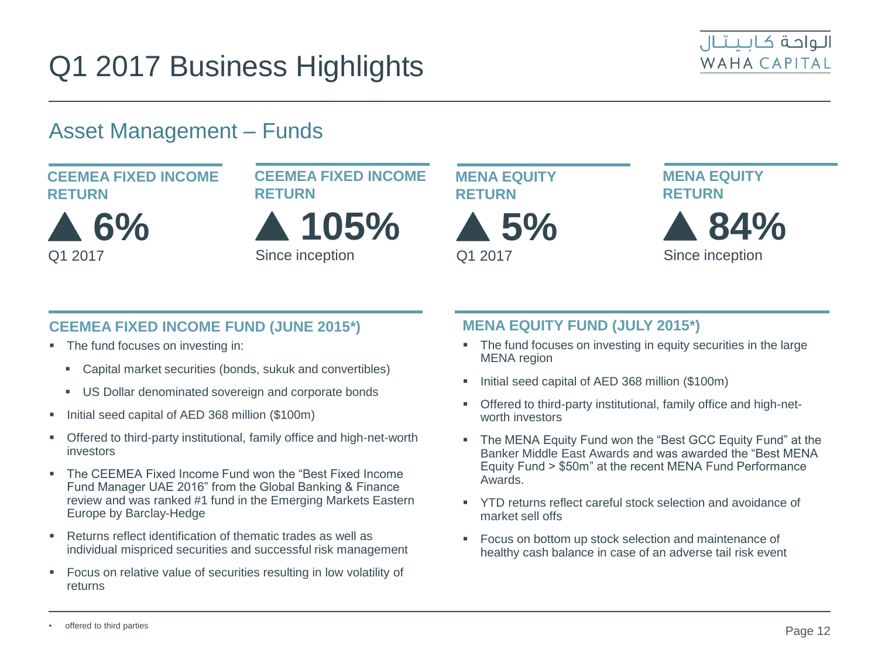# Q1 2017 Business Highlights

## Asset Management – Funds

**CEEMEA FIXED INCOME RETURN**

▲ **6%**

Q1 2017

**CEEMEA FIXED INCOME RETURN**

▲ **105%**

Since inception

**MENA EQUITY RETURN**

▲ **5%**

Q1 2017

**MENA EQUITY RETURN**

▲ **84%**

Since inception

### CEEMEA FIXED INCOME FUND (JUNE 2015*)

- The fund focuses on investing in:
  - Capital market securities (bonds, sukuk and convertibles)
  - US Dollar denominated sovereign and corporate bonds
- Initial seed capital of AED 368 million ($100m)
- Offered to third-party institutional, family office and high-net-worth investors
- The CEEMEA Fixed Income Fund won the "Best Fixed Income Fund Manager UAE 2016" from the Global Banking & Finance review and was ranked #1 fund in the Emerging Markets Eastern Europe by Barclay-Hedge
- Returns reflect identification of thematic trades as well as individual mispriced securities and successful risk management
- Focus on relative value of securities resulting in low volatility of returns

### MENA EQUITY FUND (JULY 2015*)

- The fund focuses on investing in equity securities in the large MENA region
- Initial seed capital of AED 368 million ($100m)
- Offered to third-party institutional, family office and high-net-worth investors
- The MENA Equity Fund won the "Best GCC Equity Fund" at the Banker Middle East Awards and was awarded the "Best MENA Equity Fund > $50m" at the recent MENA Fund Performance Awards.
- YTD returns reflect careful stock selection and avoidance of market sell offs
- Focus on bottom up stock selection and maintenance of healthy cash balance in case of an adverse tail risk event

* offered to third parties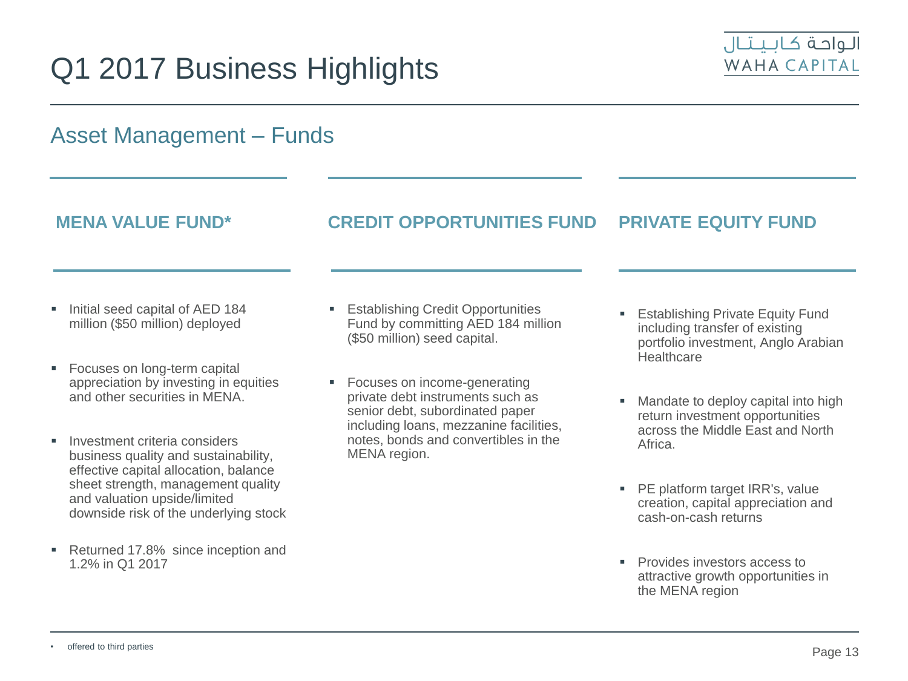# Q1 2017 Business Highlights

## Asset Management – Funds

### MENA VALUE FUND*

- Initial seed capital of AED 184 million ($50 million) deployed
- Focuses on long-term capital appreciation by investing in equities and other securities in MENA.
- Investment criteria considers business quality and sustainability, effective capital allocation, balance sheet strength, management quality and valuation upside/limited downside risk of the underlying stock
- Returned 17.8% since inception and 1.2% in Q1 2017

### CREDIT OPPORTUNITIES FUND

- Establishing Credit Opportunities Fund by committing AED 184 million ($50 million) seed capital.
- Focuses on income-generating private debt instruments such as senior debt, subordinated paper including loans, mezzanine facilities, notes, bonds and convertibles in the MENA region.

### PRIVATE EQUITY FUND

- Establishing Private Equity Fund including transfer of existing portfolio investment, Anglo Arabian Healthcare
- Mandate to deploy capital into high return investment opportunities across the Middle East and North Africa.
- PE platform target IRR's, value creation, capital appreciation and cash-on-cash returns
- Provides investors access to attractive growth opportunities in the MENA region

* offered to third parties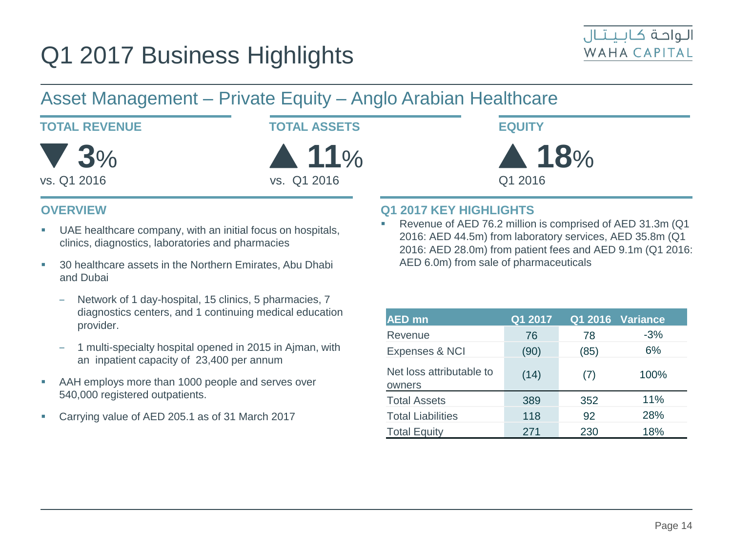# Q1 2017 Business Highlights

## Asset Management – Private Equity – Anglo Arabian Healthcare

**TOTAL REVENUE**

▼ **3**%

vs. Q1 2016

**TOTAL ASSETS**

▲ **11**%

vs. Q1 2016

**EQUITY**

▲ **18**%

Q1 2016

### OVERVIEW

- UAE healthcare company, with an initial focus on hospitals, clinics, diagnostics, laboratories and pharmacies
- 30 healthcare assets in the Northern Emirates, Abu Dhabi and Dubai
  - Network of 1 day-hospital, 15 clinics, 5 pharmacies, 7 diagnostics centers, and 1 continuing medical education provider.
  - 1 multi-specialty hospital opened in 2015 in Ajman, with an inpatient capacity of 23,400 per annum
- AAH employs more than 1000 people and serves over 540,000 registered outpatients.
- Carrying value of AED 205.1 as of 31 March 2017

### Q1 2017 KEY HIGHLIGHTS

- Revenue of AED 76.2 million is comprised of AED 31.3m (Q1 2016: AED 44.5m) from laboratory services, AED 35.8m (Q1 2016: AED 28.0m) from patient fees and AED 9.1m (Q1 2016: AED 6.0m) from sale of pharmaceuticals

| AED mn | Q1 2017 | Q1 2016 | Variance |
|---|---|---|---|
| Revenue | 76 | 78 | -3% |
| Expenses & NCI | (90) | (85) | 6% |
| Net loss attributable to owners | (14) | (7) | 100% |
| Total Assets | 389 | 352 | 11% |
| Total Liabilities | 118 | 92 | 28% |
| Total Equity | 271 | 230 | 18% |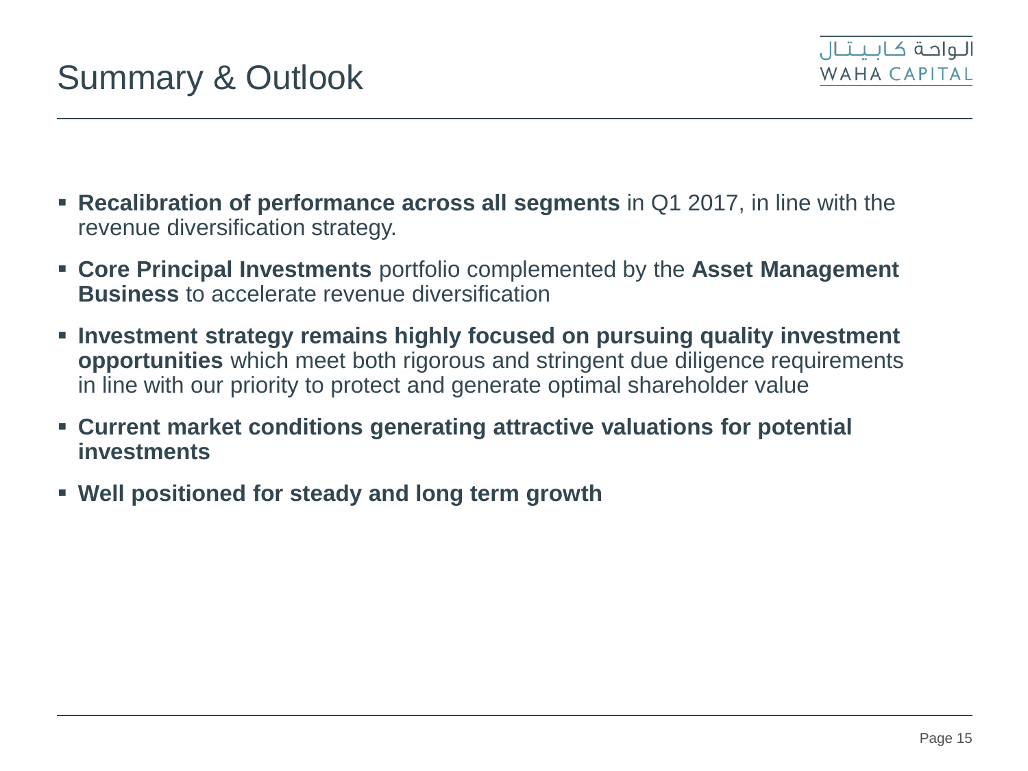# Summary & Outlook

- **Recalibration of performance across all segments** in Q1 2017, in line with the revenue diversification strategy.
- **Core Principal Investments** portfolio complemented by the **Asset Management Business** to accelerate revenue diversification
- **Investment strategy remains highly focused on pursuing quality investment opportunities** which meet both rigorous and stringent due diligence requirements in line with our priority to protect and generate optimal shareholder value
- **Current market conditions generating attractive valuations for potential investments**
- **Well positioned for steady and long term growth**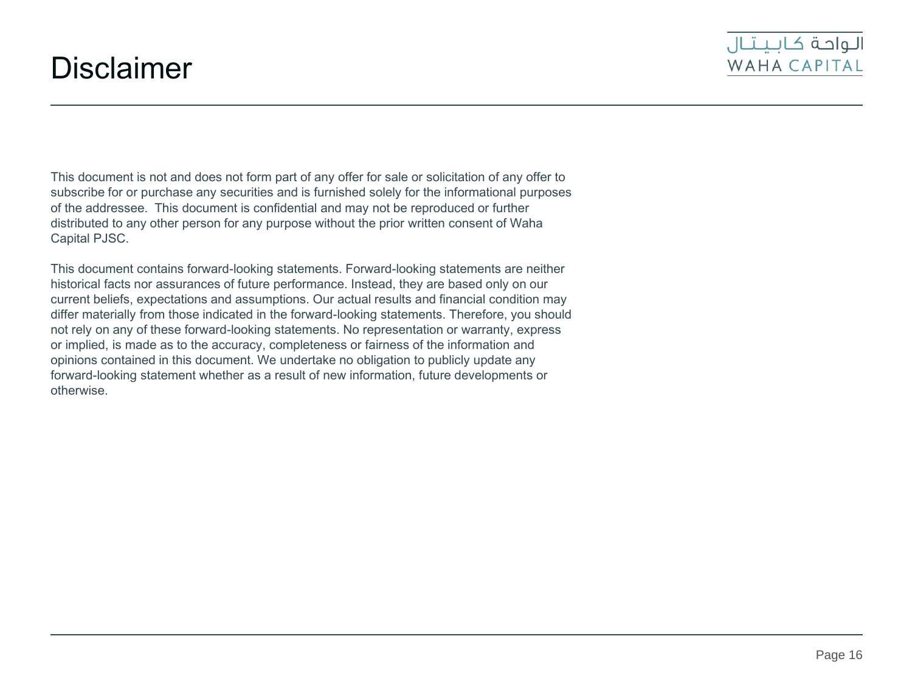# Disclaimer

This document is not and does not form part of any offer for sale or solicitation of any offer to subscribe for or purchase any securities and is furnished solely for the informational purposes of the addressee. This document is confidential and may not be reproduced or further distributed to any other person for any purpose without the prior written consent of Waha Capital PJSC.

This document contains forward-looking statements. Forward-looking statements are neither historical facts nor assurances of future performance. Instead, they are based only on our current beliefs, expectations and assumptions. Our actual results and financial condition may differ materially from those indicated in the forward-looking statements. Therefore, you should not rely on any of these forward-looking statements. No representation or warranty, express or implied, is made as to the accuracy, completeness or fairness of the information and opinions contained in this document. We undertake no obligation to publicly update any forward-looking statement whether as a result of new information, future developments or otherwise.